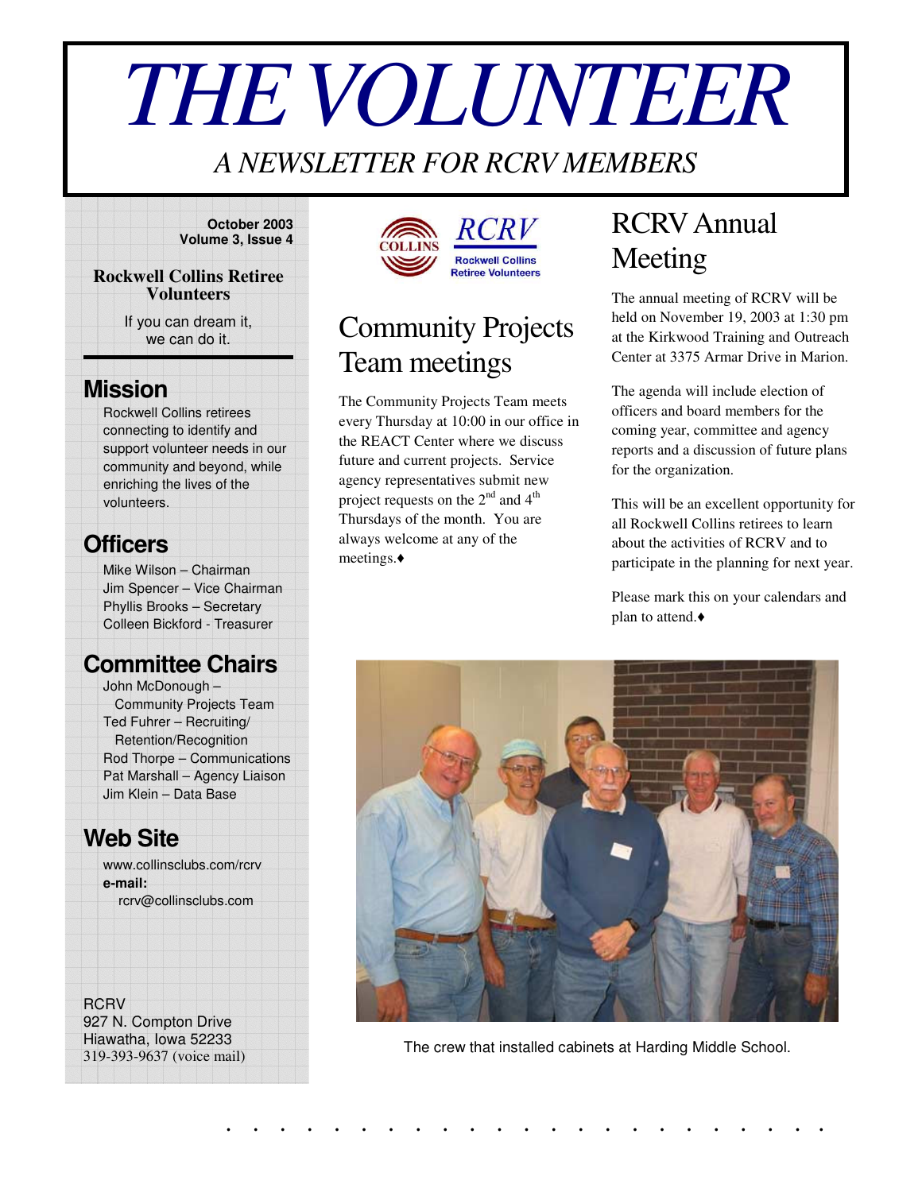# THE VOLUNTEER

*A NEWSLETTER FOR RCRV MEMBERS*

**October 2003**
**Volume 3, Issue 4**

**Rockwell Collins Retiree Volunteers**

If you can dream it, we can do it.

## Mission

Rockwell Collins retirees connecting to identify and support volunteer needs in our community and beyond, while enriching the lives of the volunteers.

## Officers

Mike Wilson – Chairman
Jim Spencer – Vice Chairman
Phyllis Brooks – Secretary
Colleen Bickford - Treasurer

## Committee Chairs

John McDonough – Community Projects Team
Ted Fuhrer – Recruiting/ Retention/Recognition
Rod Thorpe – Communications
Pat Marshall – Agency Liaison
Jim Klein – Data Base

## Web Site

www.collinsclubs.com/rcrv
**e-mail:**
rcrv@collinsclubs.com

RCRV
927 N. Compton Drive
Hiawatha, Iowa 52233
319-393-9637 (voice mail)

COLLINS RCRV Rockwell Collins Retiree Volunteers

# Community Projects Team meetings

The Community Projects Team meets every Thursday at 10:00 in our office in the REACT Center where we discuss future and current projects. Service agency representatives submit new project requests on the 2nd and 4th Thursdays of the month. You are always welcome at any of the meetings.♦

# RCRV Annual Meeting

The annual meeting of RCRV will be held on November 19, 2003 at 1:30 pm at the Kirkwood Training and Outreach Center at 3375 Armar Drive in Marion.

The agenda will include election of officers and board members for the coming year, committee and agency reports and a discussion of future plans for the organization.

This will be an excellent opportunity for all Rockwell Collins retirees to learn about the activities of RCRV and to participate in the planning for next year.

Please mark this on your calendars and plan to attend.♦

The crew that installed cabinets at Harding Middle School.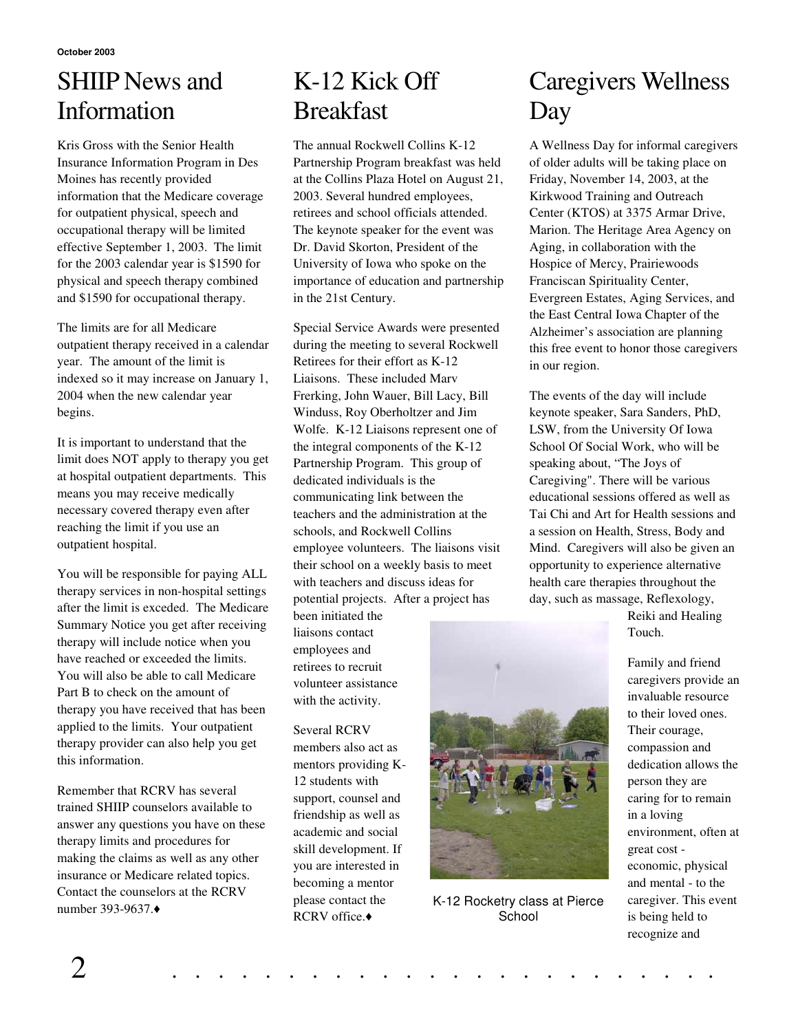October 2003

# SHIIP News and Information

Kris Gross with the Senior Health Insurance Information Program in Des Moines has recently provided information that the Medicare coverage for outpatient physical, speech and occupational therapy will be limited effective September 1, 2003. The limit for the 2003 calendar year is $1590 for physical and speech therapy combined and $1590 for occupational therapy.

The limits are for all Medicare outpatient therapy received in a calendar year. The amount of the limit is indexed so it may increase on January 1, 2004 when the new calendar year begins.

It is important to understand that the limit does NOT apply to therapy you get at hospital outpatient departments. This means you may receive medically necessary covered therapy even after reaching the limit if you use an outpatient hospital.

You will be responsible for paying ALL therapy services in non-hospital settings after the limit is exceded. The Medicare Summary Notice you get after receiving therapy will include notice when you have reached or exceeded the limits. You will also be able to call Medicare Part B to check on the amount of therapy you have received that has been applied to the limits. Your outpatient therapy provider can also help you get this information.

Remember that RCRV has several trained SHIIP counselors available to answer any questions you have on these therapy limits and procedures for making the claims as well as any other insurance or Medicare related topics. Contact the counselors at the RCRV number 393-9637.♦

# K-12 Kick Off Breakfast

The annual Rockwell Collins K-12 Partnership Program breakfast was held at the Collins Plaza Hotel on August 21, 2003. Several hundred employees, retirees and school officials attended. The keynote speaker for the event was Dr. David Skorton, President of the University of Iowa who spoke on the importance of education and partnership in the 21st Century.

Special Service Awards were presented during the meeting to several Rockwell Retirees for their effort as K-12 Liaisons. These included Marv Frerking, John Wauer, Bill Lacy, Bill Winduss, Roy Oberholtzer and Jim Wolfe. K-12 Liaisons represent one of the integral components of the K-12 Partnership Program. This group of dedicated individuals is the communicating link between the teachers and the administration at the schools, and Rockwell Collins employee volunteers. The liaisons visit their school on a weekly basis to meet with teachers and discuss ideas for potential projects. After a project has been initiated the liaisons contact employees and retirees to recruit volunteer assistance with the activity.

Several RCRV members also act as mentors providing K-12 students with support, counsel and friendship as well as academic and social skill development. If you are interested in becoming a mentor please contact the RCRV office.♦

K-12 Rocketry class at Pierce School

# Caregivers Wellness Day

A Wellness Day for informal caregivers of older adults will be taking place on Friday, November 14, 2003, at the Kirkwood Training and Outreach Center (KTOS) at 3375 Armar Drive, Marion. The Heritage Area Agency on Aging, in collaboration with the Hospice of Mercy, Prairiewoods Franciscan Spirituality Center, Evergreen Estates, Aging Services, and the East Central Iowa Chapter of the Alzheimer's association are planning this free event to honor those caregivers in our region.

The events of the day will include keynote speaker, Sara Sanders, PhD, LSW, from the University Of Iowa School Of Social Work, who will be speaking about, "The Joys of Caregiving". There will be various educational sessions offered as well as Tai Chi and Art for Health sessions and a session on Health, Stress, Body and Mind. Caregivers will also be given an opportunity to experience alternative health care therapies throughout the day, such as massage, Reflexology, Reiki and Healing Touch.

Family and friend caregivers provide an invaluable resource to their loved ones. Their courage, compassion and dedication allows the person they are caring for to remain in a loving environment, often at great cost - economic, physical and mental - to the caregiver. This event is being held to recognize and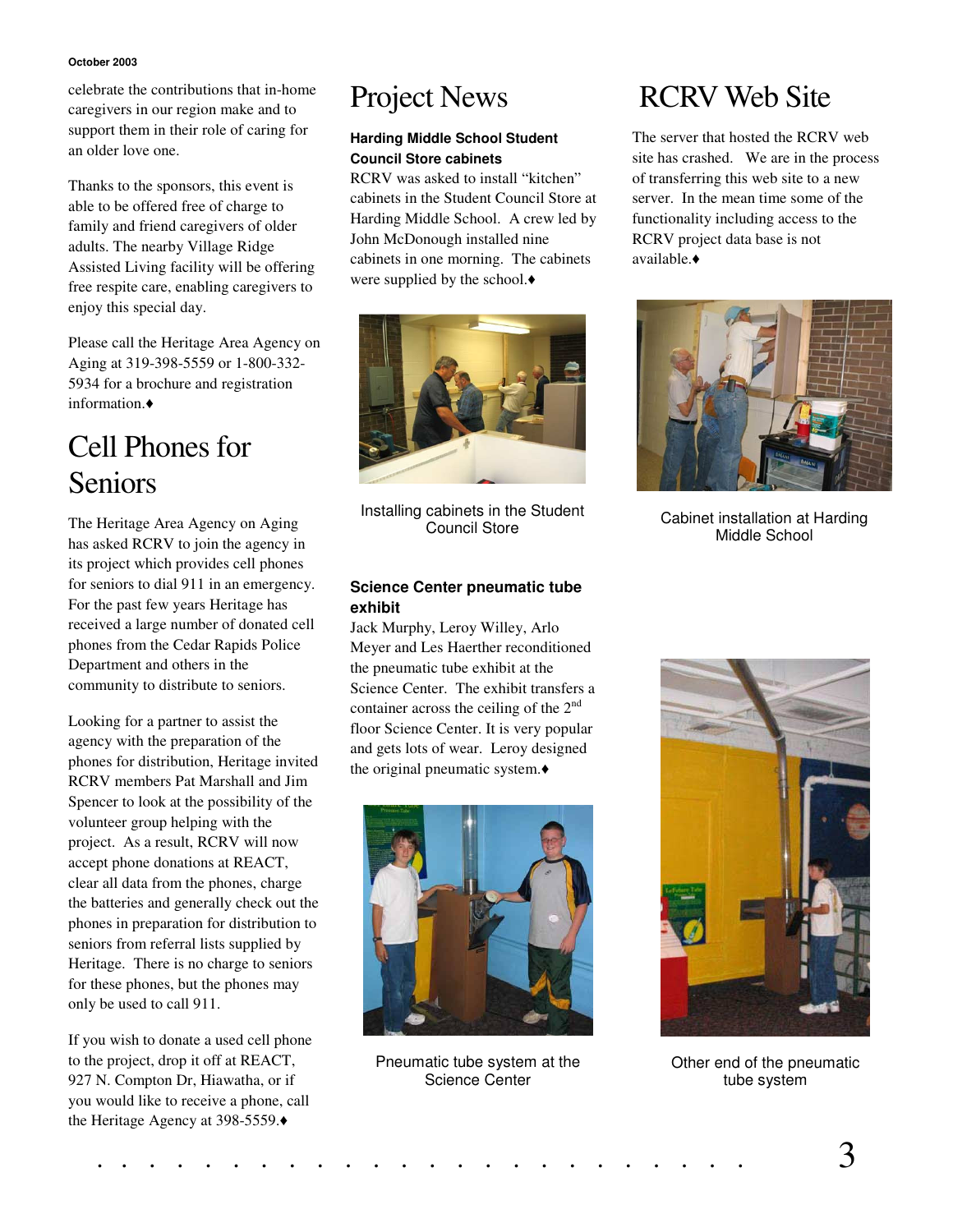celebrate the contributions that in-home caregivers in our region make and to support them in their role of caring for an older love one.

Thanks to the sponsors, this event is able to be offered free of charge to family and friend caregivers of older adults. The nearby Village Ridge Assisted Living facility will be offering free respite care, enabling caregivers to enjoy this special day.

Please call the Heritage Area Agency on Aging at 319-398-5559 or 1-800-332-5934 for a brochure and registration information.♦

# Cell Phones for Seniors

The Heritage Area Agency on Aging has asked RCRV to join the agency in its project which provides cell phones for seniors to dial 911 in an emergency. For the past few years Heritage has received a large number of donated cell phones from the Cedar Rapids Police Department and others in the community to distribute to seniors.

Looking for a partner to assist the agency with the preparation of the phones for distribution, Heritage invited RCRV members Pat Marshall and Jim Spencer to look at the possibility of the volunteer group helping with the project. As a result, RCRV will now accept phone donations at REACT, clear all data from the phones, charge the batteries and generally check out the phones in preparation for distribution to seniors from referral lists supplied by Heritage. There is no charge to seniors for these phones, but the phones may only be used to call 911.

If you wish to donate a used cell phone to the project, drop it off at REACT, 927 N. Compton Dr, Hiawatha, or if you would like to receive a phone, call the Heritage Agency at 398-5559.♦

# Project News

**Harding Middle School Student Council Store cabinets**

RCRV was asked to install "kitchen" cabinets in the Student Council Store at Harding Middle School. A crew led by John McDonough installed nine cabinets in one morning. The cabinets were supplied by the school.♦

Installing cabinets in the Student Council Store

**Science Center pneumatic tube exhibit**

Jack Murphy, Leroy Willey, Arlo Meyer and Les Haerther reconditioned the pneumatic tube exhibit at the Science Center. The exhibit transfers a container across the ceiling of the 2nd floor Science Center. It is very popular and gets lots of wear. Leroy designed the original pneumatic system.♦

Pneumatic tube system at the Science Center

# RCRV Web Site

The server that hosted the RCRV web site has crashed. We are in the process of transferring this web site to a new server. In the mean time some of the functionality including access to the RCRV project data base is not available.♦

Cabinet installation at Harding Middle School

Other end of the pneumatic tube system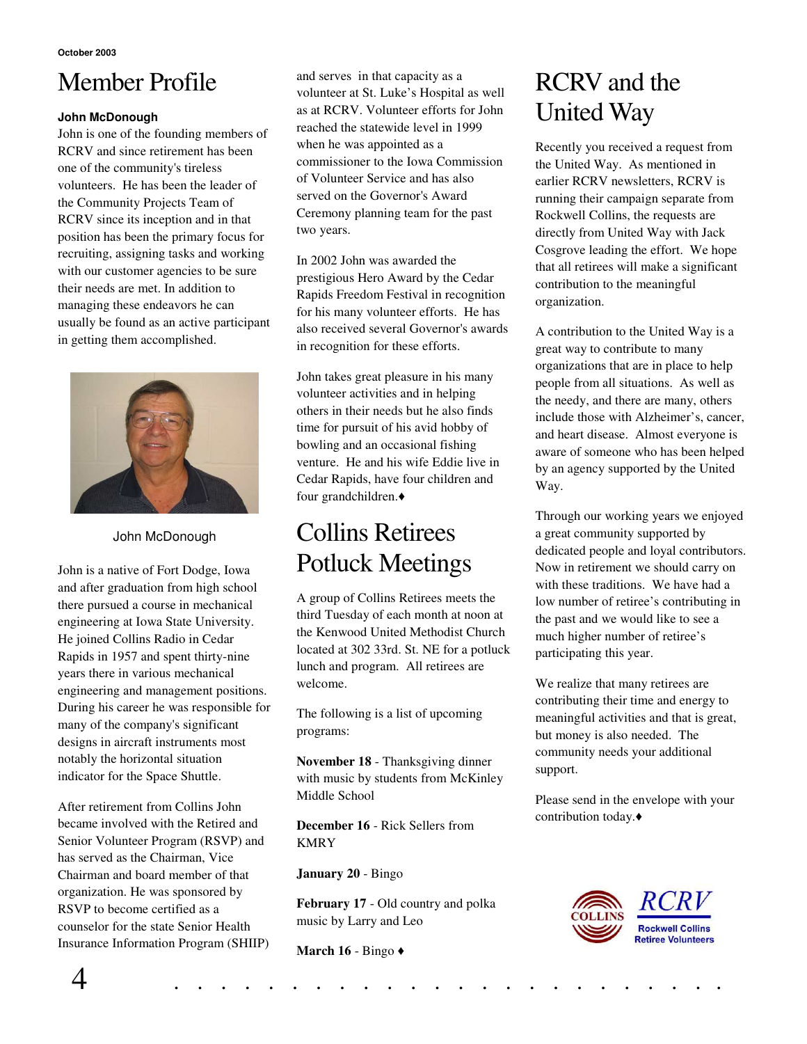# Member Profile

**John McDonough**

John is one of the founding members of RCRV and since retirement has been one of the community's tireless volunteers. He has been the leader of the Community Projects Team of RCRV since its inception and in that position has been the primary focus for recruiting, assigning tasks and working with our customer agencies to be sure their needs are met. In addition to managing these endeavors he can usually be found as an active participant in getting them accomplished.

John McDonough

John is a native of Fort Dodge, Iowa and after graduation from high school there pursued a course in mechanical engineering at Iowa State University. He joined Collins Radio in Cedar Rapids in 1957 and spent thirty-nine years there in various mechanical engineering and management positions. During his career he was responsible for many of the company's significant designs in aircraft instruments most notably the horizontal situation indicator for the Space Shuttle.

After retirement from Collins John became involved with the Retired and Senior Volunteer Program (RSVP) and has served as the Chairman, Vice Chairman and board member of that organization. He was sponsored by RSVP to become certified as a counselor for the state Senior Health Insurance Information Program (SHIIP) and serves in that capacity as a volunteer at St. Luke's Hospital as well as at RCRV. Volunteer efforts for John reached the statewide level in 1999 when he was appointed as a commissioner to the Iowa Commission of Volunteer Service and has also served on the Governor's Award Ceremony planning team for the past two years.

In 2002 John was awarded the prestigious Hero Award by the Cedar Rapids Freedom Festival in recognition for his many volunteer efforts. He has also received several Governor's awards in recognition for these efforts.

John takes great pleasure in his many volunteer activities and in helping others in their needs but he also finds time for pursuit of his avid hobby of bowling and an occasional fishing venture. He and his wife Eddie live in Cedar Rapids, have four children and four grandchildren.♦

# Collins Retirees Potluck Meetings

A group of Collins Retirees meets the third Tuesday of each month at noon at the Kenwood United Methodist Church located at 302 33rd. St. NE for a potluck lunch and program. All retirees are welcome.

The following is a list of upcoming programs:

**November 18** - Thanksgiving dinner with music by students from McKinley Middle School

**December 16** - Rick Sellers from KMRY

**January 20** - Bingo

**February 17** - Old country and polka music by Larry and Leo

**March 16** - Bingo ♦

# RCRV and the United Way

Recently you received a request from the United Way. As mentioned in earlier RCRV newsletters, RCRV is running their campaign separate from Rockwell Collins, the requests are directly from United Way with Jack Cosgrove leading the effort. We hope that all retirees will make a significant contribution to the meaningful organization.

A contribution to the United Way is a great way to contribute to many organizations that are in place to help people from all situations. As well as the needy, and there are many, others include those with Alzheimer's, cancer, and heart disease. Almost everyone is aware of someone who has been helped by an agency supported by the United Way.

Through our working years we enjoyed a great community supported by dedicated people and loyal contributors. Now in retirement we should carry on with these traditions. We have had a low number of retiree's contributing in the past and we would like to see a much higher number of retiree's participating this year.

We realize that many retirees are contributing their time and energy to meaningful activities and that is great, but money is also needed. The community needs your additional support.

Please send in the envelope with your contribution today.♦

COLLINS RCRV Rockwell Collins Retiree Volunteers